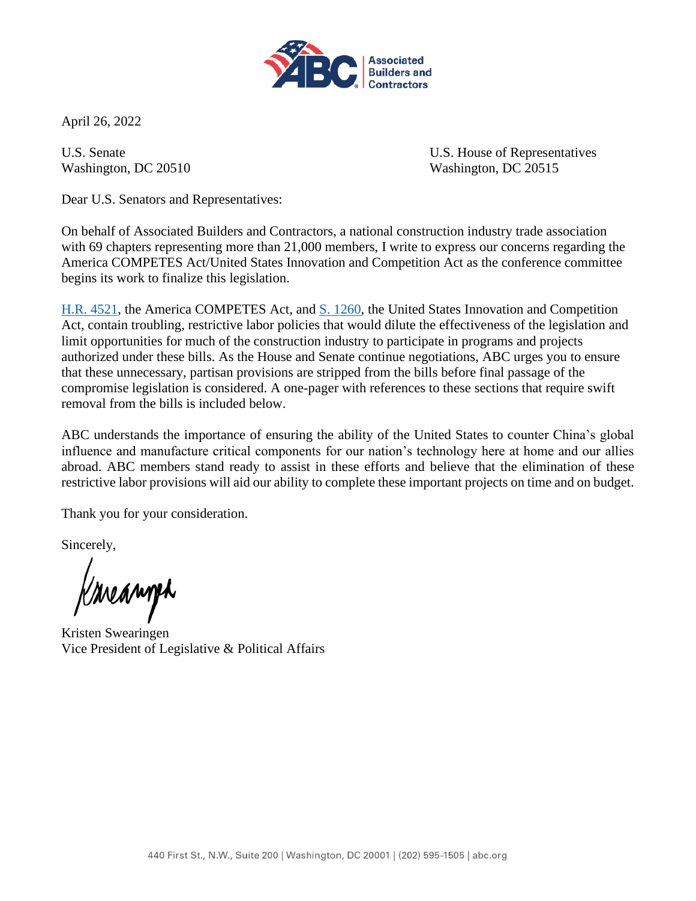Associated Builders and Contractors

April 26, 2022

U.S. Senate
Washington, DC 20510

U.S. House of Representatives
Washington, DC 20515

Dear U.S. Senators and Representatives:

On behalf of Associated Builders and Contractors, a national construction industry trade association with 69 chapters representing more than 21,000 members, I write to express our concerns regarding the America COMPETES Act/United States Innovation and Competition Act as the conference committee begins its work to finalize this legislation.

H.R. 4521, the America COMPETES Act, and S. 1260, the United States Innovation and Competition Act, contain troubling, restrictive labor policies that would dilute the effectiveness of the legislation and limit opportunities for much of the construction industry to participate in programs and projects authorized under these bills. As the House and Senate continue negotiations, ABC urges you to ensure that these unnecessary, partisan provisions are stripped from the bills before final passage of the compromise legislation is considered. A one-pager with references to these sections that require swift removal from the bills is included below.

ABC understands the importance of ensuring the ability of the United States to counter China's global influence and manufacture critical components for our nation's technology here at home and our allies abroad. ABC members stand ready to assist in these efforts and believe that the elimination of these restrictive labor provisions will aid our ability to complete these important projects on time and on budget.

Thank you for your consideration.

Sincerely,

Kristen Swearingen
Vice President of Legislative & Political Affairs

440 First St., N.W., Suite 200 | Washington, DC 20001 | (202) 595-1505 | abc.org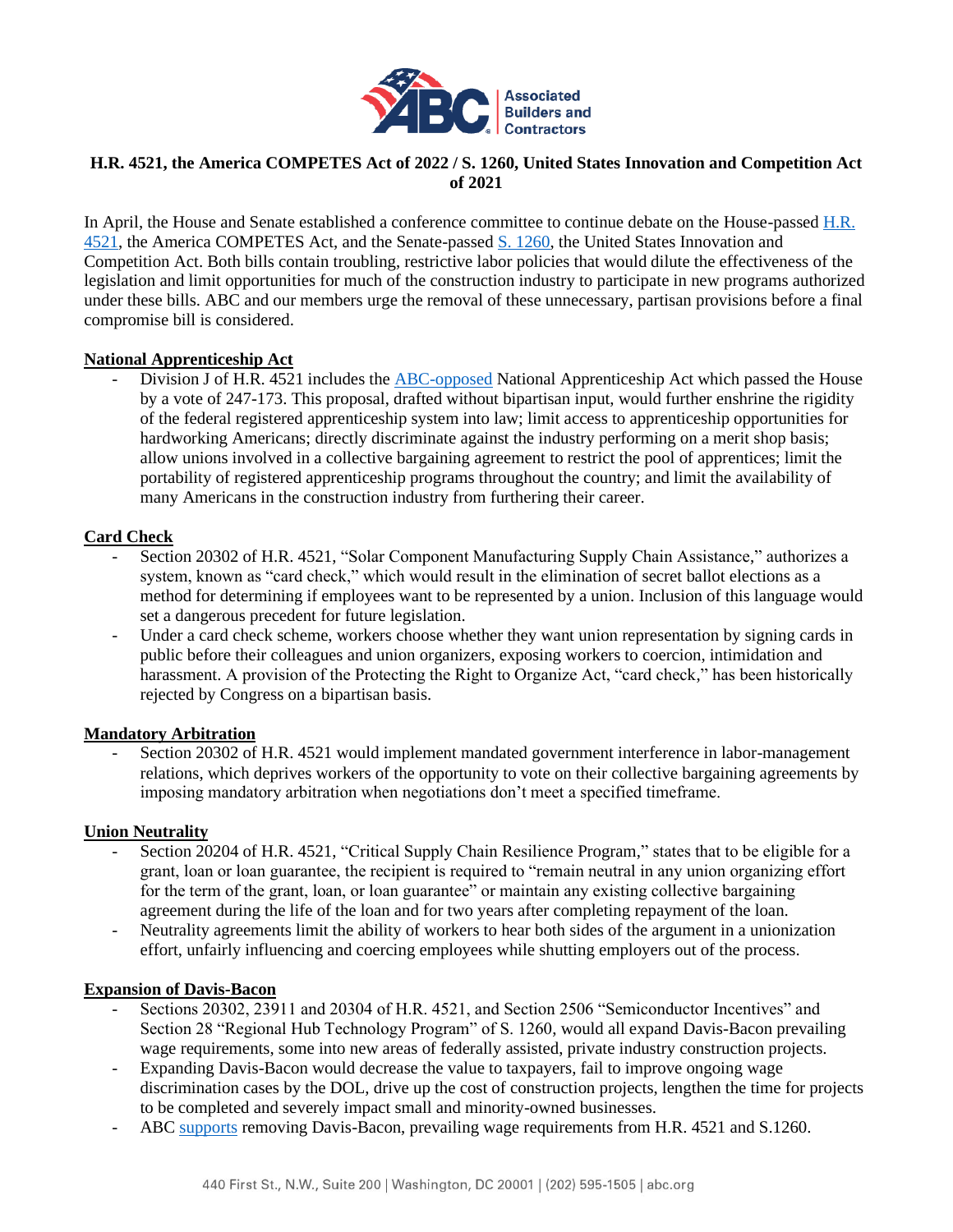**H.R. 4521, the America COMPETES Act of 2022 / S. 1260, United States Innovation and Competition Act of 2021**

In April, the House and Senate established a conference committee to continue debate on the House-passed H.R. 4521, the America COMPETES Act, and the Senate-passed S. 1260, the United States Innovation and Competition Act. Both bills contain troubling, restrictive labor policies that would dilute the effectiveness of the legislation and limit opportunities for much of the construction industry to participate in new programs authorized under these bills. ABC and our members urge the removal of these unnecessary, partisan provisions before a final compromise bill is considered.

**National Apprenticeship Act**

- Division J of H.R. 4521 includes the ABC-opposed National Apprenticeship Act which passed the House by a vote of 247-173. This proposal, drafted without bipartisan input, would further enshrine the rigidity of the federal registered apprenticeship system into law; limit access to apprenticeship opportunities for hardworking Americans; directly discriminate against the industry performing on a merit shop basis; allow unions involved in a collective bargaining agreement to restrict the pool of apprentices; limit the portability of registered apprenticeship programs throughout the country; and limit the availability of many Americans in the construction industry from furthering their career.

**Card Check**

- Section 20302 of H.R. 4521, "Solar Component Manufacturing Supply Chain Assistance," authorizes a system, known as "card check," which would result in the elimination of secret ballot elections as a method for determining if employees want to be represented by a union. Inclusion of this language would set a dangerous precedent for future legislation.
- Under a card check scheme, workers choose whether they want union representation by signing cards in public before their colleagues and union organizers, exposing workers to coercion, intimidation and harassment. A provision of the Protecting the Right to Organize Act, "card check," has been historically rejected by Congress on a bipartisan basis.

**Mandatory Arbitration**

- Section 20302 of H.R. 4521 would implement mandated government interference in labor-management relations, which deprives workers of the opportunity to vote on their collective bargaining agreements by imposing mandatory arbitration when negotiations don't meet a specified timeframe.

**Union Neutrality**

- Section 20204 of H.R. 4521, "Critical Supply Chain Resilience Program," states that to be eligible for a grant, loan or loan guarantee, the recipient is required to "remain neutral in any union organizing effort for the term of the grant, loan, or loan guarantee" or maintain any existing collective bargaining agreement during the life of the loan and for two years after completing repayment of the loan.
- Neutrality agreements limit the ability of workers to hear both sides of the argument in a unionization effort, unfairly influencing and coercing employees while shutting employers out of the process.

**Expansion of Davis-Bacon**

- Sections 20302, 23911 and 20304 of H.R. 4521, and Section 2506 "Semiconductor Incentives" and Section 28 "Regional Hub Technology Program" of S. 1260, would all expand Davis-Bacon prevailing wage requirements, some into new areas of federally assisted, private industry construction projects.
- Expanding Davis-Bacon would decrease the value to taxpayers, fail to improve ongoing wage discrimination cases by the DOL, drive up the cost of construction projects, lengthen the time for projects to be completed and severely impact small and minority-owned businesses.
- ABC supports removing Davis-Bacon, prevailing wage requirements from H.R. 4521 and S.1260.